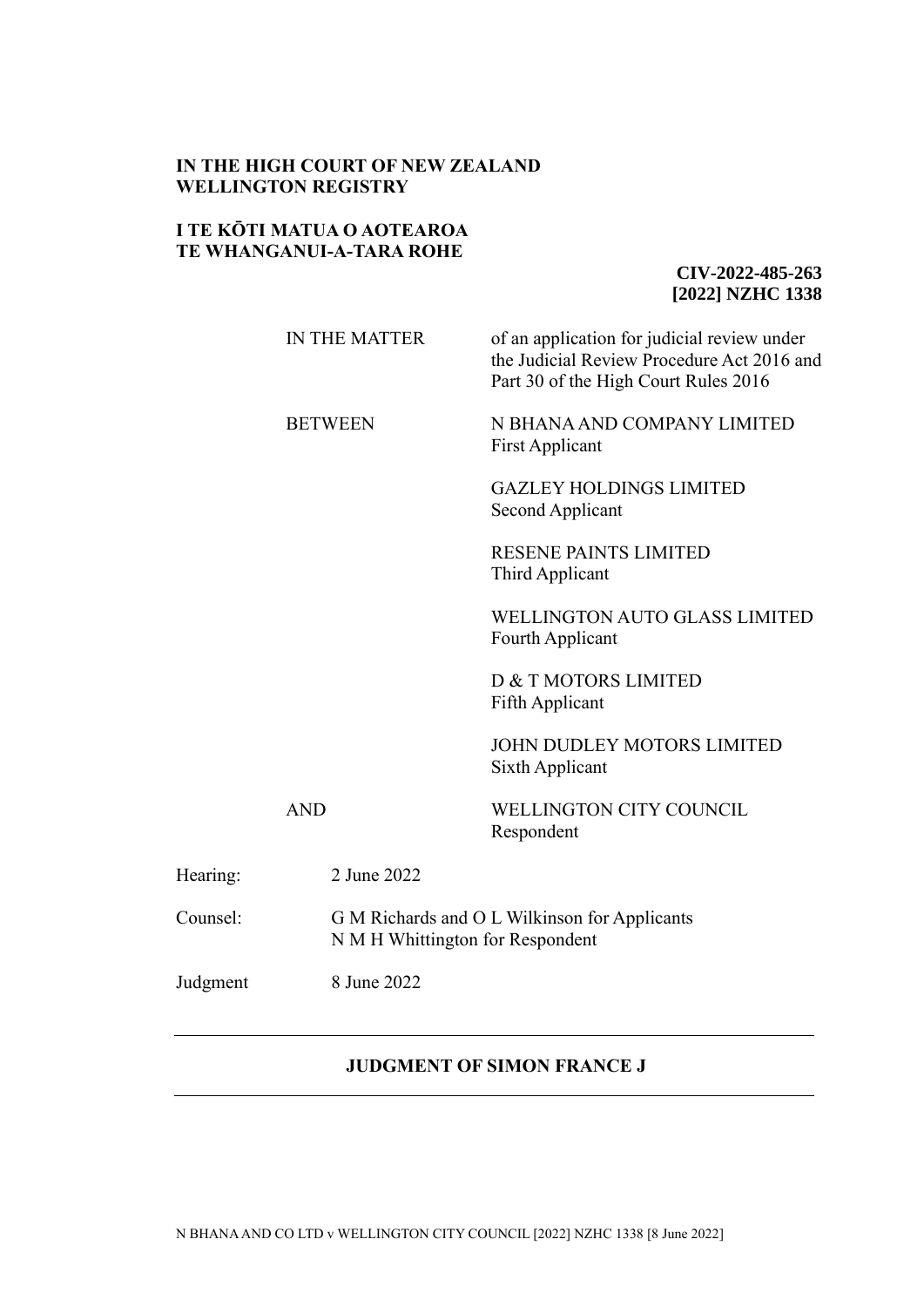**IN THE HIGH COURT OF NEW ZEALAND**
**WELLINGTON REGISTRY**

**I TE KŌTI MATUA O AOTEAROA**
**TE WHANGANUI-A-TARA ROHE**

**CIV-2022-485-263**
**[2022] NZHC 1338**

| | |
|---|---|
| IN THE MATTER | of an application for judicial review under the Judicial Review Procedure Act 2016 and Part 30 of the High Court Rules 2016 |
| BETWEEN | N BHANA AND COMPANY LIMITED<br>First Applicant |
| | GAZLEY HOLDINGS LIMITED<br>Second Applicant |
| | RESENE PAINTS LIMITED<br>Third Applicant |
| | WELLINGTON AUTO GLASS LIMITED<br>Fourth Applicant |
| | D & T MOTORS LIMITED<br>Fifth Applicant |
| | JOHN DUDLEY MOTORS LIMITED<br>Sixth Applicant |
| AND | WELLINGTON CITY COUNCIL<br>Respondent |

Hearing: 2 June 2022

Counsel: G M Richards and O L Wilkinson for Applicants
N M H Whittington for Respondent

Judgment 8 June 2022

---

**JUDGMENT OF SIMON FRANCE J**

---

N BHANA AND CO LTD v WELLINGTON CITY COUNCIL [2022] NZHC 1338 [8 June 2022]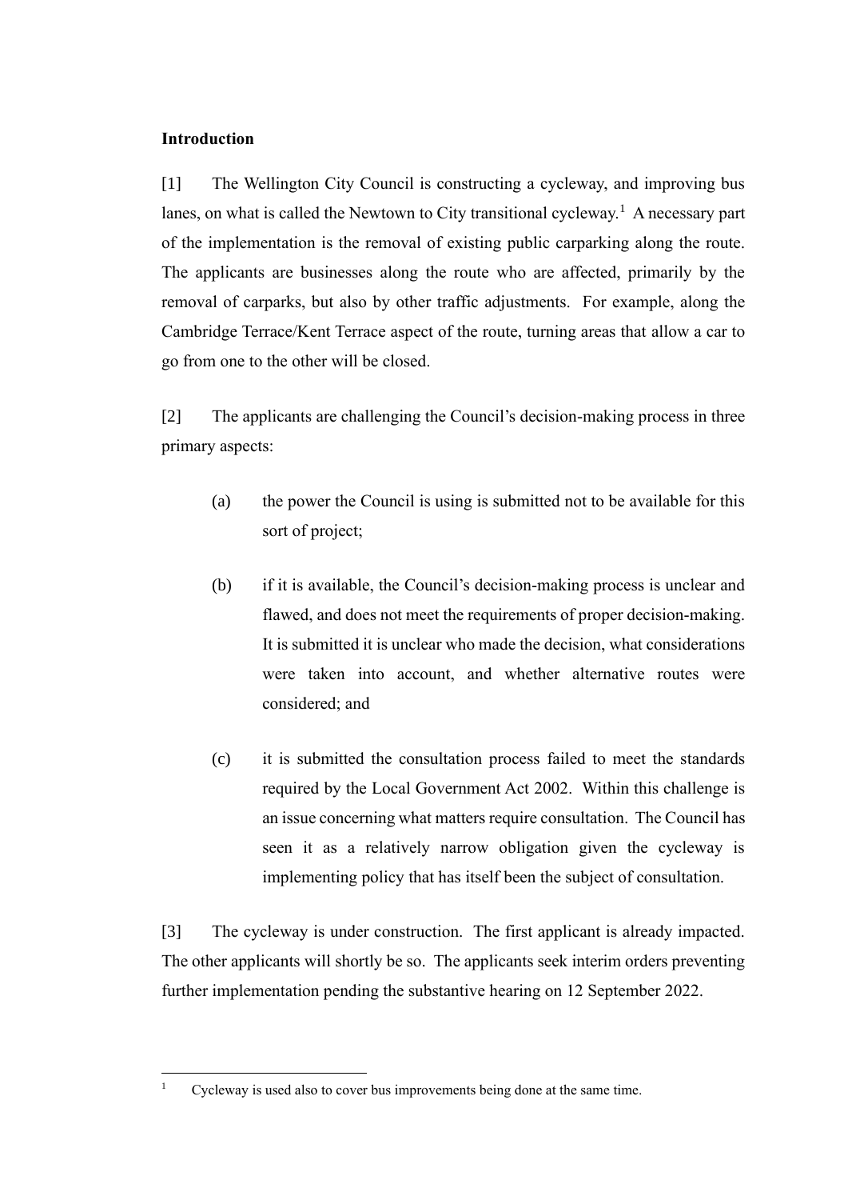**Introduction**

[1] The Wellington City Council is constructing a cycleway, and improving bus lanes, on what is called the Newtown to City transitional cycleway.[1] A necessary part of the implementation is the removal of existing public carparking along the route. The applicants are businesses along the route who are affected, primarily by the removal of carparks, but also by other traffic adjustments. For example, along the Cambridge Terrace/Kent Terrace aspect of the route, turning areas that allow a car to go from one to the other will be closed.

[2] The applicants are challenging the Council's decision-making process in three primary aspects:

(a) the power the Council is using is submitted not to be available for this sort of project;

(b) if it is available, the Council's decision-making process is unclear and flawed, and does not meet the requirements of proper decision-making. It is submitted it is unclear who made the decision, what considerations were taken into account, and whether alternative routes were considered; and

(c) it is submitted the consultation process failed to meet the standards required by the Local Government Act 2002. Within this challenge is an issue concerning what matters require consultation. The Council has seen it as a relatively narrow obligation given the cycleway is implementing policy that has itself been the subject of consultation.

[3] The cycleway is under construction. The first applicant is already impacted. The other applicants will shortly be so. The applicants seek interim orders preventing further implementation pending the substantive hearing on 12 September 2022.

---

[1] Cycleway is used also to cover bus improvements being done at the same time.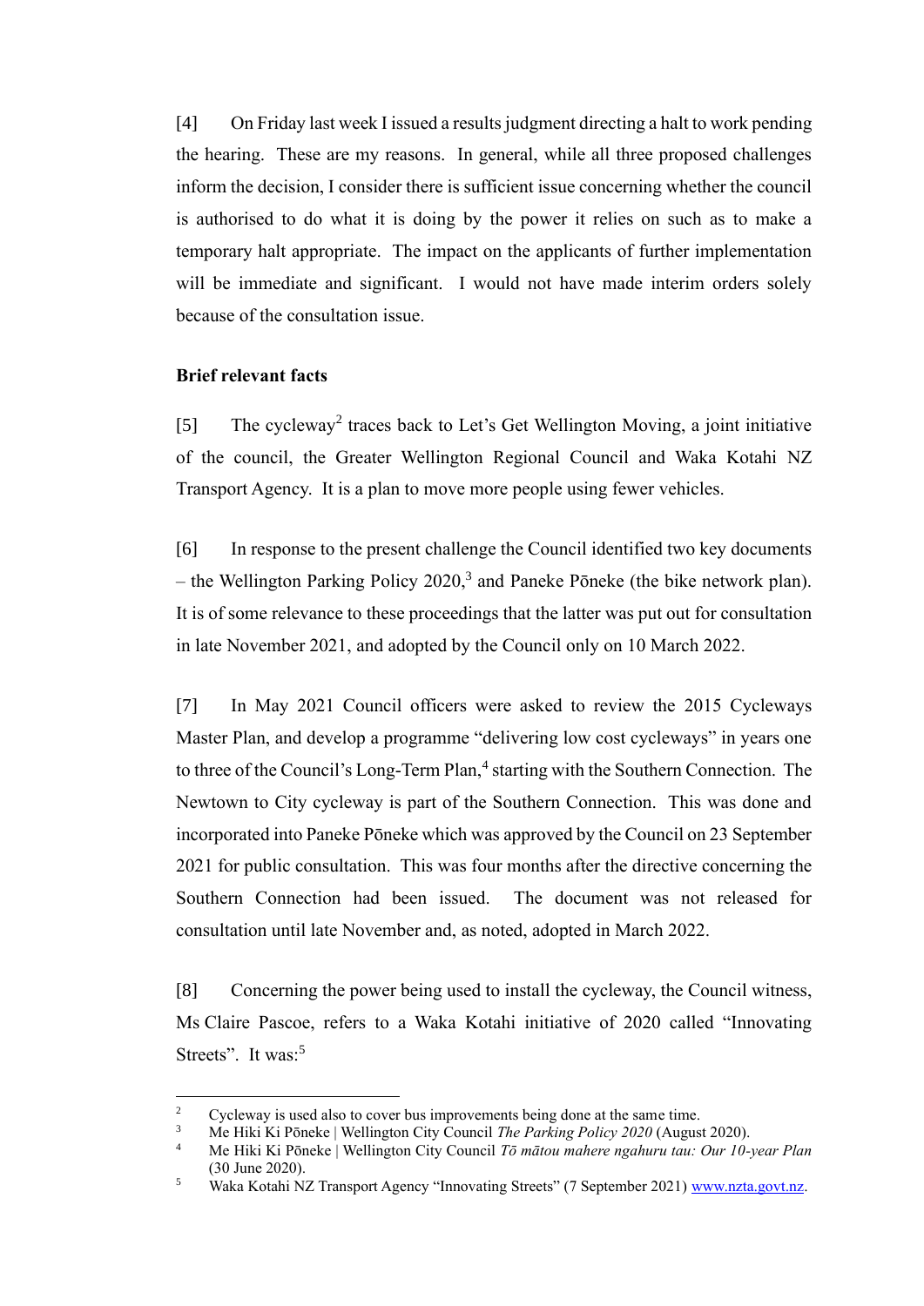[4] On Friday last week I issued a results judgment directing a halt to work pending the hearing. These are my reasons. In general, while all three proposed challenges inform the decision, I consider there is sufficient issue concerning whether the council is authorised to do what it is doing by the power it relies on such as to make a temporary halt appropriate. The impact on the applicants of further implementation will be immediate and significant. I would not have made interim orders solely because of the consultation issue.

**Brief relevant facts**

[5] The cycleway[2] traces back to Let's Get Wellington Moving, a joint initiative of the council, the Greater Wellington Regional Council and Waka Kotahi NZ Transport Agency. It is a plan to move more people using fewer vehicles.

[6] In response to the present challenge the Council identified two key documents – the Wellington Parking Policy 2020,[3] and Paneke Pōneke (the bike network plan). It is of some relevance to these proceedings that the latter was put out for consultation in late November 2021, and adopted by the Council only on 10 March 2022.

[7] In May 2021 Council officers were asked to review the 2015 Cycleways Master Plan, and develop a programme "delivering low cost cycleways" in years one to three of the Council's Long-Term Plan,[4] starting with the Southern Connection. The Newtown to City cycleway is part of the Southern Connection. This was done and incorporated into Paneke Pōneke which was approved by the Council on 23 September 2021 for public consultation. This was four months after the directive concerning the Southern Connection had been issued. The document was not released for consultation until late November and, as noted, adopted in March 2022.

[8] Concerning the power being used to install the cycleway, the Council witness, Ms Claire Pascoe, refers to a Waka Kotahi initiative of 2020 called "Innovating Streets". It was:[5]

---

[2] Cycleway is used also to cover bus improvements being done at the same time.

[3] Me Hiki Ki Pōneke | Wellington City Council *The Parking Policy 2020* (August 2020).

[4] Me Hiki Ki Pōneke | Wellington City Council *Tō mātou mahere ngahuru tau: Our 10-year Plan* (30 June 2020).

[5] Waka Kotahi NZ Transport Agency "Innovating Streets" (7 September 2021) www.nzta.govt.nz.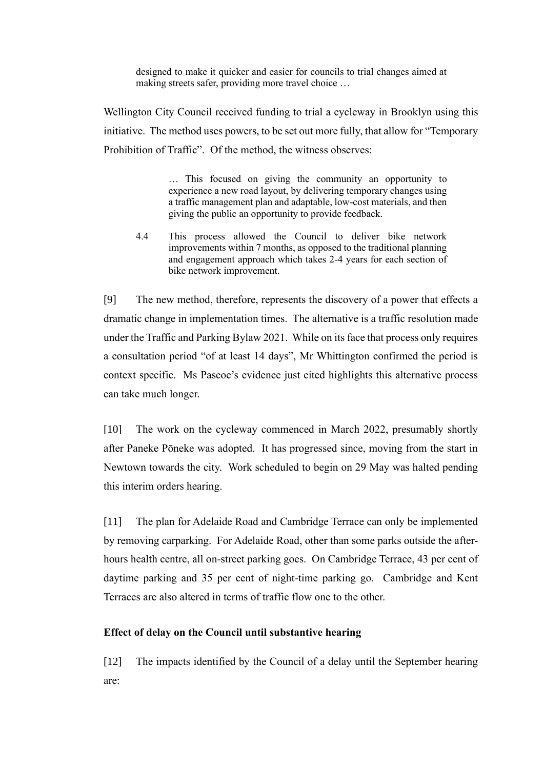> designed to make it quicker and easier for councils to trial changes aimed at making streets safer, providing more travel choice …

Wellington City Council received funding to trial a cycleway in Brooklyn using this initiative. The method uses powers, to be set out more fully, that allow for "Temporary Prohibition of Traffic". Of the method, the witness observes:

> … This focused on giving the community an opportunity to experience a new road layout, by delivering temporary changes using a traffic management plan and adaptable, low-cost materials, and then giving the public an opportunity to provide feedback.
>
> 4.4 This process allowed the Council to deliver bike network improvements within 7 months, as opposed to the traditional planning and engagement approach which takes 2-4 years for each section of bike network improvement.

[9] The new method, therefore, represents the discovery of a power that effects a dramatic change in implementation times. The alternative is a traffic resolution made under the Traffic and Parking Bylaw 2021. While on its face that process only requires a consultation period "of at least 14 days", Mr Whittington confirmed the period is context specific. Ms Pascoe's evidence just cited highlights this alternative process can take much longer.

[10] The work on the cycleway commenced in March 2022, presumably shortly after Paneke Pōneke was adopted. It has progressed since, moving from the start in Newtown towards the city. Work scheduled to begin on 29 May was halted pending this interim orders hearing.

[11] The plan for Adelaide Road and Cambridge Terrace can only be implemented by removing carparking. For Adelaide Road, other than some parks outside the after-hours health centre, all on-street parking goes. On Cambridge Terrace, 43 per cent of daytime parking and 35 per cent of night-time parking go. Cambridge and Kent Terraces are also altered in terms of traffic flow one to the other.

**Effect of delay on the Council until substantive hearing**

[12] The impacts identified by the Council of a delay until the September hearing are: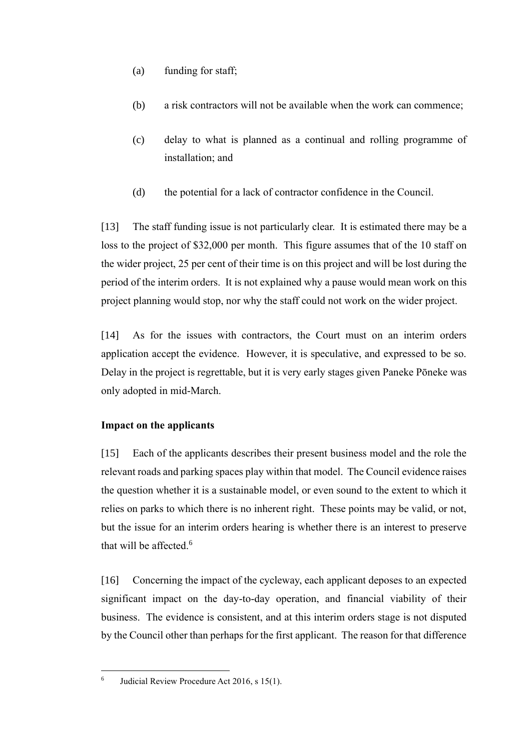(a) funding for staff;

(b) a risk contractors will not be available when the work can commence;

(c) delay to what is planned as a continual and rolling programme of installation; and

(d) the potential for a lack of contractor confidence in the Council.

[13] The staff funding issue is not particularly clear. It is estimated there may be a loss to the project of $32,000 per month. This figure assumes that of the 10 staff on the wider project, 25 per cent of their time is on this project and will be lost during the period of the interim orders. It is not explained why a pause would mean work on this project planning would stop, nor why the staff could not work on the wider project.

[14] As for the issues with contractors, the Court must on an interim orders application accept the evidence. However, it is speculative, and expressed to be so. Delay in the project is regrettable, but it is very early stages given Paneke Pōneke was only adopted in mid-March.

### Impact on the applicants

[15] Each of the applicants describes their present business model and the role the relevant roads and parking spaces play within that model. The Council evidence raises the question whether it is a sustainable model, or even sound to the extent to which it relies on parks to which there is no inherent right. These points may be valid, or not, but the issue for an interim orders hearing is whether there is an interest to preserve that will be affected.[6]

[16] Concerning the impact of the cycleway, each applicant deposes to an expected significant impact on the day-to-day operation, and financial viability of their business. The evidence is consistent, and at this interim orders stage is not disputed by the Council other than perhaps for the first applicant. The reason for that difference

---

[6] Judicial Review Procedure Act 2016, s 15(1).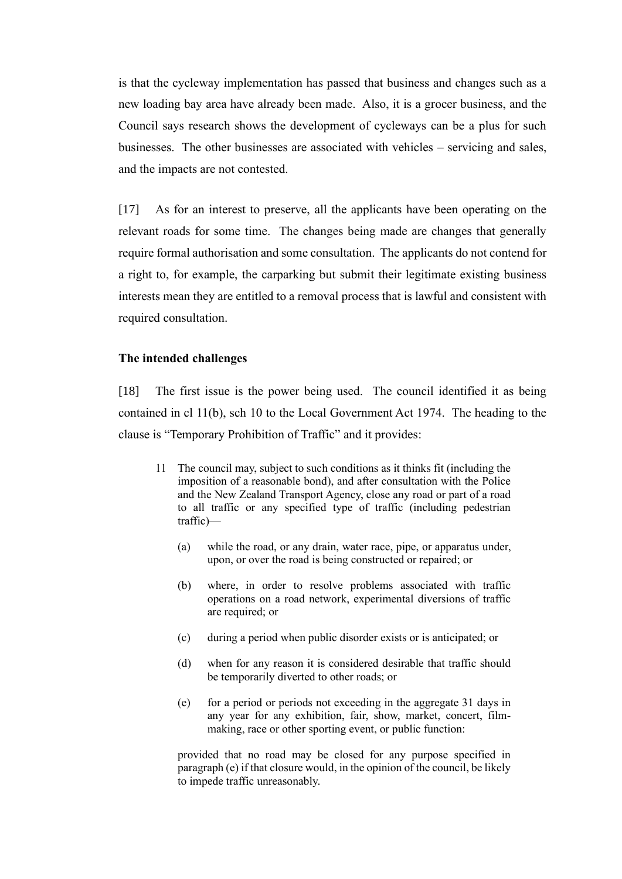is that the cycleway implementation has passed that business and changes such as a new loading bay area have already been made. Also, it is a grocer business, and the Council says research shows the development of cycleways can be a plus for such businesses. The other businesses are associated with vehicles – servicing and sales, and the impacts are not contested.

[17] As for an interest to preserve, all the applicants have been operating on the relevant roads for some time. The changes being made are changes that generally require formal authorisation and some consultation. The applicants do not contend for a right to, for example, the carparking but submit their legitimate existing business interests mean they are entitled to a removal process that is lawful and consistent with required consultation.

**The intended challenges**

[18] The first issue is the power being used. The council identified it as being contained in cl 11(b), sch 10 to the Local Government Act 1974. The heading to the clause is "Temporary Prohibition of Traffic" and it provides:

> 11 The council may, subject to such conditions as it thinks fit (including the imposition of a reasonable bond), and after consultation with the Police and the New Zealand Transport Agency, close any road or part of a road to all traffic or any specified type of traffic (including pedestrian traffic)—
>
> (a) while the road, or any drain, water race, pipe, or apparatus under, upon, or over the road is being constructed or repaired; or
>
> (b) where, in order to resolve problems associated with traffic operations on a road network, experimental diversions of traffic are required; or
>
> (c) during a period when public disorder exists or is anticipated; or
>
> (d) when for any reason it is considered desirable that traffic should be temporarily diverted to other roads; or
>
> (e) for a period or periods not exceeding in the aggregate 31 days in any year for any exhibition, fair, show, market, concert, film-making, race or other sporting event, or public function:
>
> provided that no road may be closed for any purpose specified in paragraph (e) if that closure would, in the opinion of the council, be likely to impede traffic unreasonably.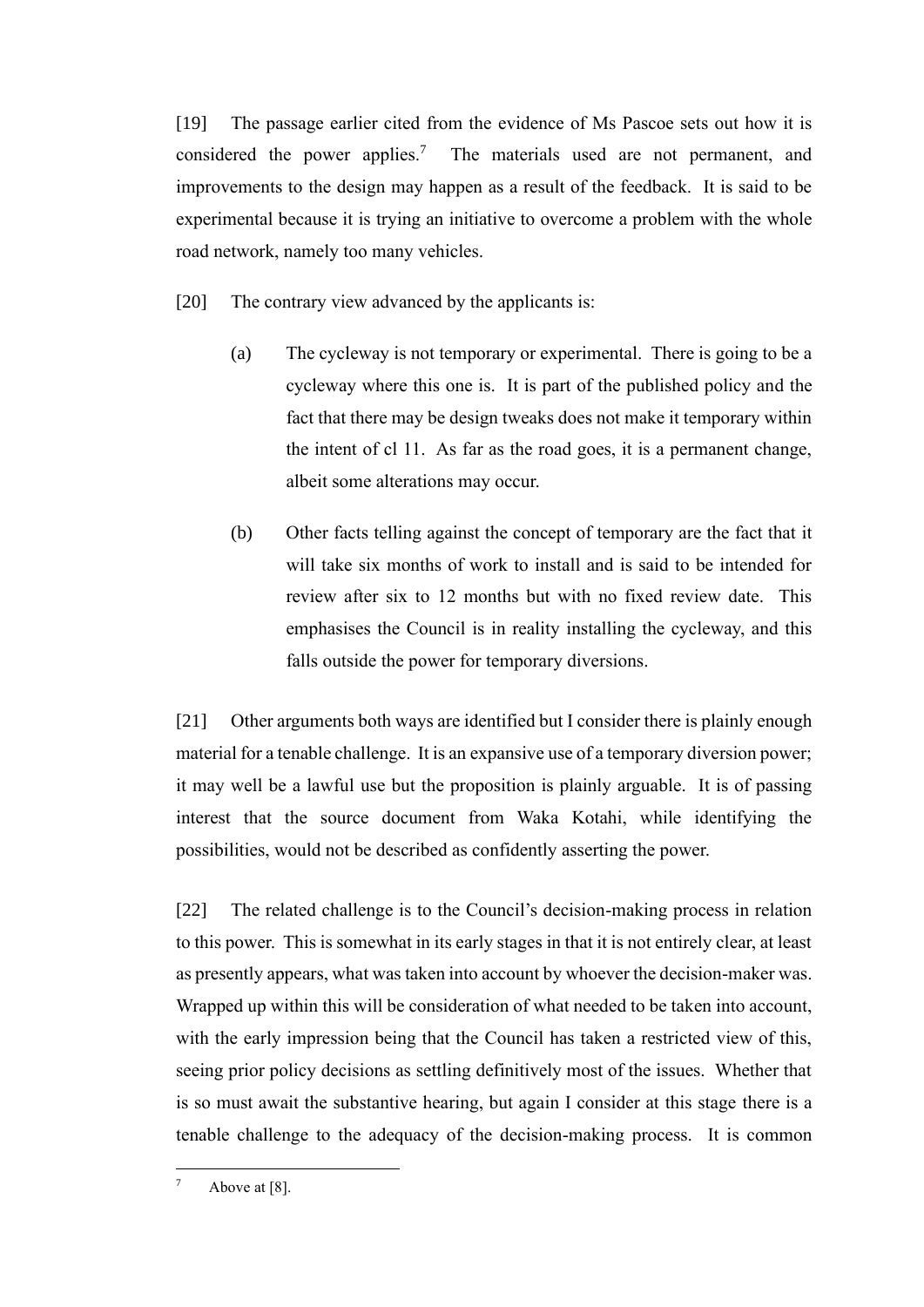[19] The passage earlier cited from the evidence of Ms Pascoe sets out how it is considered the power applies.[7] The materials used are not permanent, and improvements to the design may happen as a result of the feedback. It is said to be experimental because it is trying an initiative to overcome a problem with the whole road network, namely too many vehicles.

[20] The contrary view advanced by the applicants is:

(a) The cycleway is not temporary or experimental. There is going to be a cycleway where this one is. It is part of the published policy and the fact that there may be design tweaks does not make it temporary within the intent of cl 11. As far as the road goes, it is a permanent change, albeit some alterations may occur.

(b) Other facts telling against the concept of temporary are the fact that it will take six months of work to install and is said to be intended for review after six to 12 months but with no fixed review date. This emphasises the Council is in reality installing the cycleway, and this falls outside the power for temporary diversions.

[21] Other arguments both ways are identified but I consider there is plainly enough material for a tenable challenge. It is an expansive use of a temporary diversion power; it may well be a lawful use but the proposition is plainly arguable. It is of passing interest that the source document from Waka Kotahi, while identifying the possibilities, would not be described as confidently asserting the power.

[22] The related challenge is to the Council's decision-making process in relation to this power. This is somewhat in its early stages in that it is not entirely clear, at least as presently appears, what was taken into account by whoever the decision-maker was. Wrapped up within this will be consideration of what needed to be taken into account, with the early impression being that the Council has taken a restricted view of this, seeing prior policy decisions as settling definitively most of the issues. Whether that is so must await the substantive hearing, but again I consider at this stage there is a tenable challenge to the adequacy of the decision-making process. It is common

---

[7] Above at [8].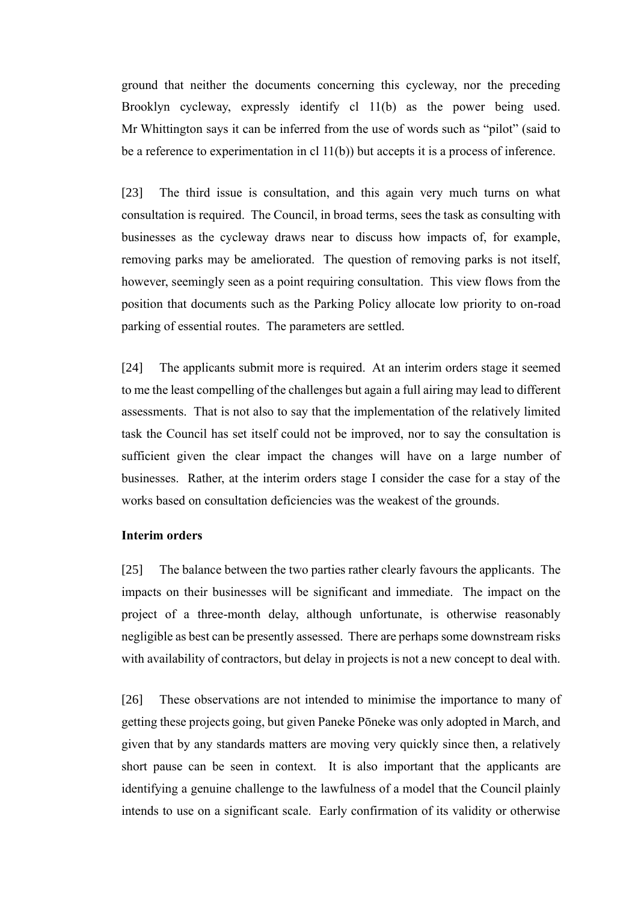ground that neither the documents concerning this cycleway, nor the preceding Brooklyn cycleway, expressly identify cl 11(b) as the power being used. Mr Whittington says it can be inferred from the use of words such as "pilot" (said to be a reference to experimentation in cl 11(b)) but accepts it is a process of inference.

[23] The third issue is consultation, and this again very much turns on what consultation is required. The Council, in broad terms, sees the task as consulting with businesses as the cycleway draws near to discuss how impacts of, for example, removing parks may be ameliorated. The question of removing parks is not itself, however, seemingly seen as a point requiring consultation. This view flows from the position that documents such as the Parking Policy allocate low priority to on-road parking of essential routes. The parameters are settled.

[24] The applicants submit more is required. At an interim orders stage it seemed to me the least compelling of the challenges but again a full airing may lead to different assessments. That is not also to say that the implementation of the relatively limited task the Council has set itself could not be improved, nor to say the consultation is sufficient given the clear impact the changes will have on a large number of businesses. Rather, at the interim orders stage I consider the case for a stay of the works based on consultation deficiencies was the weakest of the grounds.

**Interim orders**

[25] The balance between the two parties rather clearly favours the applicants. The impacts on their businesses will be significant and immediate. The impact on the project of a three-month delay, although unfortunate, is otherwise reasonably negligible as best can be presently assessed. There are perhaps some downstream risks with availability of contractors, but delay in projects is not a new concept to deal with.

[26] These observations are not intended to minimise the importance to many of getting these projects going, but given Paneke Pōneke was only adopted in March, and given that by any standards matters are moving very quickly since then, a relatively short pause can be seen in context. It is also important that the applicants are identifying a genuine challenge to the lawfulness of a model that the Council plainly intends to use on a significant scale. Early confirmation of its validity or otherwise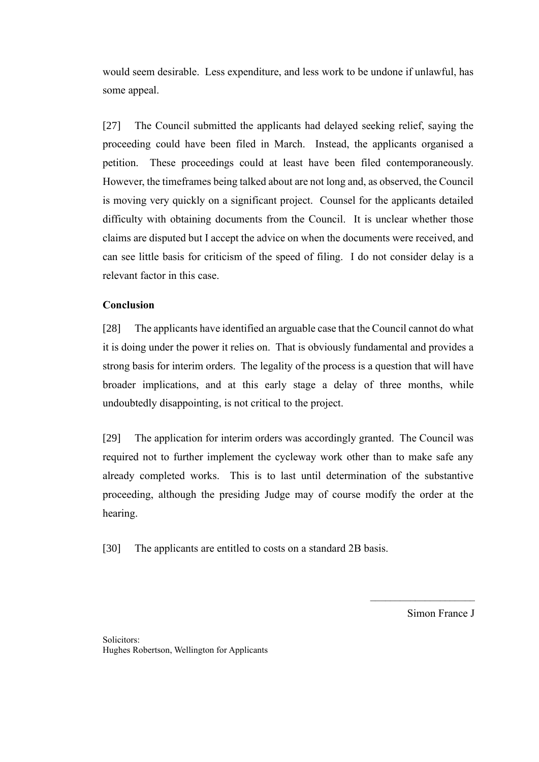would seem desirable. Less expenditure, and less work to be undone if unlawful, has some appeal.

[27] The Council submitted the applicants had delayed seeking relief, saying the proceeding could have been filed in March. Instead, the applicants organised a petition. These proceedings could at least have been filed contemporaneously. However, the timeframes being talked about are not long and, as observed, the Council is moving very quickly on a significant project. Counsel for the applicants detailed difficulty with obtaining documents from the Council. It is unclear whether those claims are disputed but I accept the advice on when the documents were received, and can see little basis for criticism of the speed of filing. I do not consider delay is a relevant factor in this case.

**Conclusion**

[28] The applicants have identified an arguable case that the Council cannot do what it is doing under the power it relies on. That is obviously fundamental and provides a strong basis for interim orders. The legality of the process is a question that will have broader implications, and at this early stage a delay of three months, while undoubtedly disappointing, is not critical to the project.

[29] The application for interim orders was accordingly granted. The Council was required not to further implement the cycleway work other than to make safe any already completed works. This is to last until determination of the substantive proceeding, although the presiding Judge may of course modify the order at the hearing.

[30] The applicants are entitled to costs on a standard 2B basis.

Simon France J

Solicitors:
Hughes Robertson, Wellington for Applicants